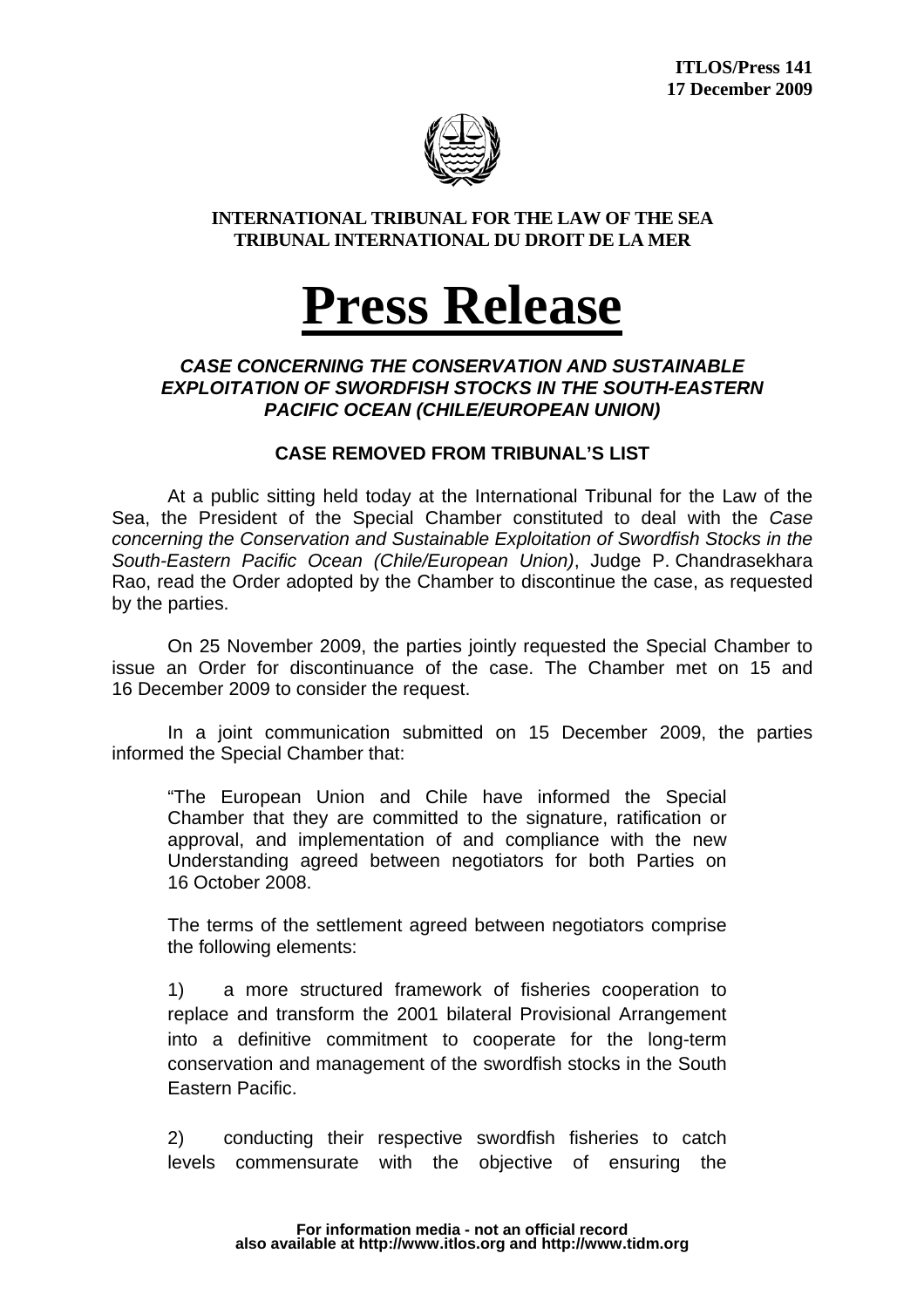**ITLOS/Press 141**
**17 December 2009**

**INTERNATIONAL TRIBUNAL FOR THE LAW OF THE SEA**
**TRIBUNAL INTERNATIONAL DU DROIT DE LA MER**

# Press Release

***CASE CONCERNING THE CONSERVATION AND SUSTAINABLE EXPLOITATION OF SWORDFISH STOCKS IN THE SOUTH-EASTERN PACIFIC OCEAN (CHILE/EUROPEAN UNION)***

**CASE REMOVED FROM TRIBUNAL'S LIST**

At a public sitting held today at the International Tribunal for the Law of the Sea, the President of the Special Chamber constituted to deal with the *Case concerning the Conservation and Sustainable Exploitation of Swordfish Stocks in the South-Eastern Pacific Ocean (Chile/European Union)*, Judge P. Chandrasekhara Rao, read the Order adopted by the Chamber to discontinue the case, as requested by the parties.

On 25 November 2009, the parties jointly requested the Special Chamber to issue an Order for discontinuance of the case. The Chamber met on 15 and 16 December 2009 to consider the request.

In a joint communication submitted on 15 December 2009, the parties informed the Special Chamber that:

> "The European Union and Chile have informed the Special Chamber that they are committed to the signature, ratification or approval, and implementation of and compliance with the new Understanding agreed between negotiators for both Parties on 16 October 2008.
>
> The terms of the settlement agreed between negotiators comprise the following elements:
>
> 1) a more structured framework of fisheries cooperation to replace and transform the 2001 bilateral Provisional Arrangement into a definitive commitment to cooperate for the long-term conservation and management of the swordfish stocks in the South Eastern Pacific.
>
> 2) conducting their respective swordfish fisheries to catch levels commensurate with the objective of ensuring the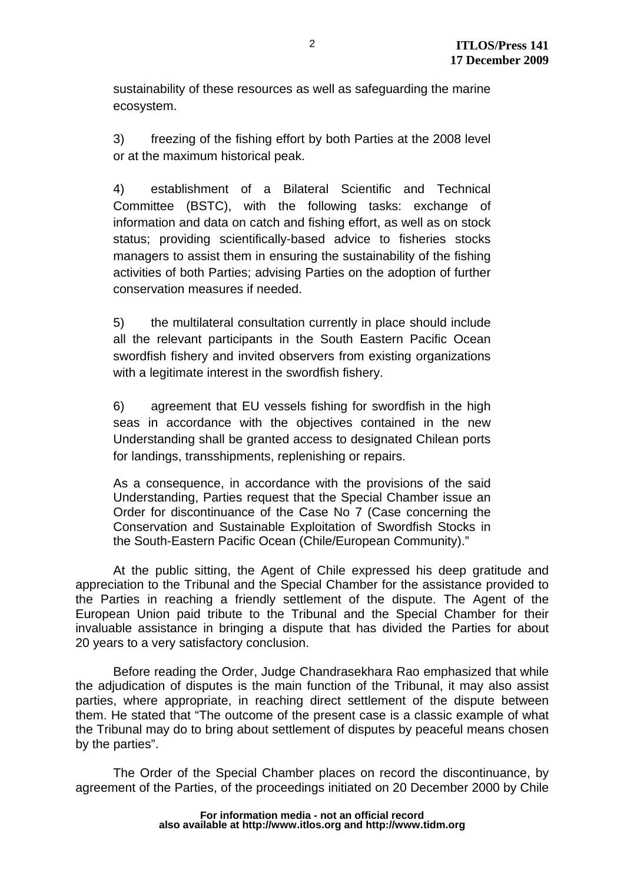sustainability of these resources as well as safeguarding the marine ecosystem.

3) freezing of the fishing effort by both Parties at the 2008 level or at the maximum historical peak.

4) establishment of a Bilateral Scientific and Technical Committee (BSTC), with the following tasks: exchange of information and data on catch and fishing effort, as well as on stock status; providing scientifically-based advice to fisheries stocks managers to assist them in ensuring the sustainability of the fishing activities of both Parties; advising Parties on the adoption of further conservation measures if needed.

5) the multilateral consultation currently in place should include all the relevant participants in the South Eastern Pacific Ocean swordfish fishery and invited observers from existing organizations with a legitimate interest in the swordfish fishery.

6) agreement that EU vessels fishing for swordfish in the high seas in accordance with the objectives contained in the new Understanding shall be granted access to designated Chilean ports for landings, transshipments, replenishing or repairs.

As a consequence, in accordance with the provisions of the said Understanding, Parties request that the Special Chamber issue an Order for discontinuance of the Case No 7 (Case concerning the Conservation and Sustainable Exploitation of Swordfish Stocks in the South-Eastern Pacific Ocean (Chile/European Community)."

At the public sitting, the Agent of Chile expressed his deep gratitude and appreciation to the Tribunal and the Special Chamber for the assistance provided to the Parties in reaching a friendly settlement of the dispute. The Agent of the European Union paid tribute to the Tribunal and the Special Chamber for their invaluable assistance in bringing a dispute that has divided the Parties for about 20 years to a very satisfactory conclusion.

Before reading the Order, Judge Chandrasekhara Rao emphasized that while the adjudication of disputes is the main function of the Tribunal, it may also assist parties, where appropriate, in reaching direct settlement of the dispute between them. He stated that "The outcome of the present case is a classic example of what the Tribunal may do to bring about settlement of disputes by peaceful means chosen by the parties".

The Order of the Special Chamber places on record the discontinuance, by agreement of the Parties, of the proceedings initiated on 20 December 2000 by Chile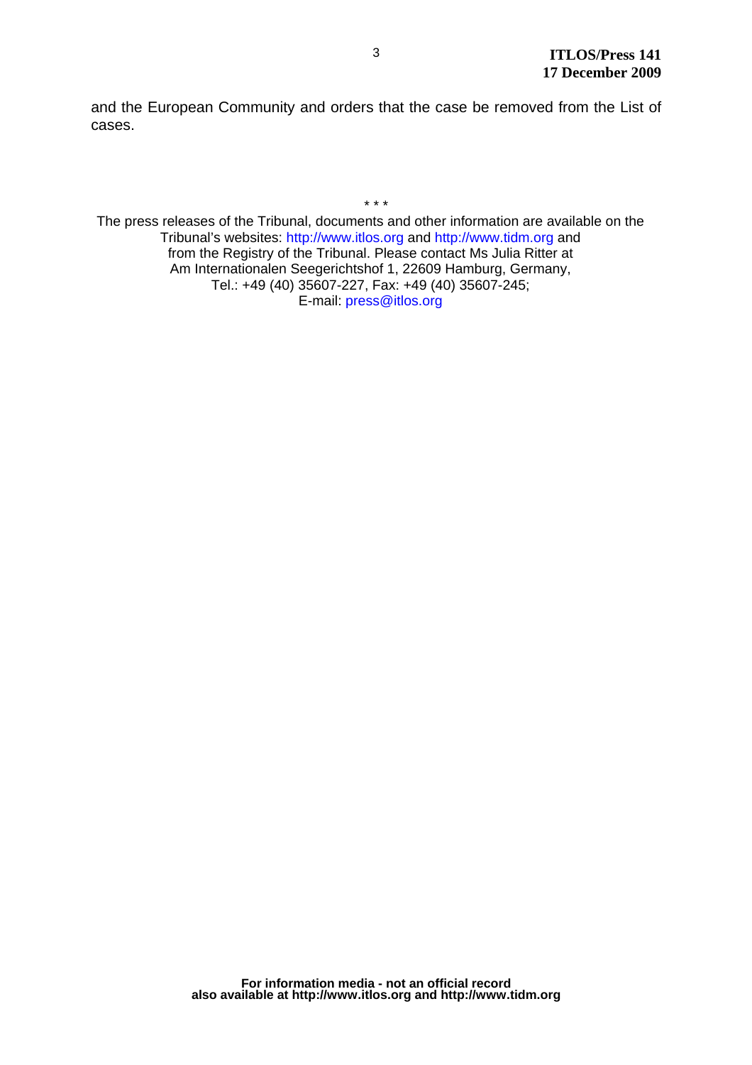and the European Community and orders that the case be removed from the List of cases.

\* \* \*

The press releases of the Tribunal, documents and other information are available on the Tribunal's websites: http://www.itlos.org and http://www.tidm.org and from the Registry of the Tribunal. Please contact Ms Julia Ritter at Am Internationalen Seegerichtshof 1, 22609 Hamburg, Germany, Tel.: +49 (40) 35607-227, Fax: +49 (40) 35607-245; E-mail: press@itlos.org